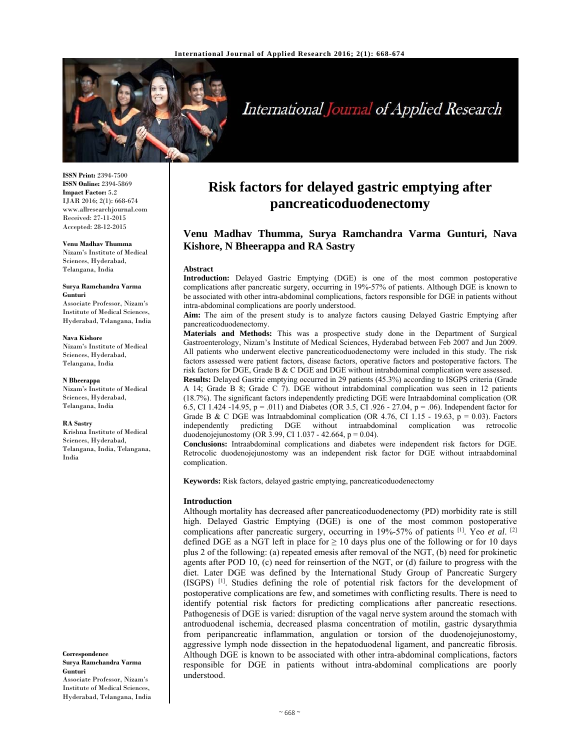# Risk factors for delayed gastric emptying after pancreaticoduodenectomy

**Venu Madhav Thumma, Surya Ramchandra Varma Gunturi, Nava Kishore, N Bheerappa and RA Sastry**

**ISSN Print:** 2394-7500
**ISSN Online:** 2394-5869
**Impact Factor:** 5.2
IJAR 2016; 2(1): 668-674
www.allresearchjournal.com
Received: 27-11-2015
Accepted: 28-12-2015

**Venu Madhav Thumma**
Nizam's Institute of Medical Sciences, Hyderabad, Telangana, India

**Surya Ramchandra Varma Gunturi**
Associate Professor, Nizam's Institute of Medical Sciences, Hyderabad, Telangana, India

**Nava Kishore**
Nizam's Institute of Medical Sciences, Hyderabad, Telangana, India

**N Bheerappa**
Nizam's Institute of Medical Sciences, Hyderabad, Telangana, India

**RA Sastry**
Krishna Institute of Medical Sciences, Hyderabad, Telangana, India, Telangana, India

**Correspondence**
**Surya Ramchandra Varma Gunturi**
Associate Professor, Nizam's Institute of Medical Sciences, Hyderabad, Telangana, India

## Abstract

**Introduction:** Delayed Gastric Emptying (DGE) is one of the most common postoperative complications after pancreatic surgery, occurring in 19%-57% of patients. Although DGE is known to be associated with other intra-abdominal complications, factors responsible for DGE in patients without intra-abdominal complications are poorly understood.

**Aim:** The aim of the present study is to analyze factors causing Delayed Gastric Emptying after pancreaticoduodenectomy.

**Materials and Methods:** This was a prospective study done in the Department of Surgical Gastroenterology, Nizam's Institute of Medical Sciences, Hyderabad between Feb 2007 and Jun 2009. All patients who underwent elective pancreaticoduodenectomy were included in this study. The risk factors assessed were patient factors, disease factors, operative factors and postoperative factors. The risk factors for DGE, Grade B & C DGE and DGE without intrabdominal complication were assessed.

**Results:** Delayed Gastric emptying occurred in 29 patients (45.3%) according to ISGPS criteria (Grade A 14; Grade B 8; Grade C 7). DGE without intrabdominal complication was seen in 12 patients (18.7%). The significant factors independently predicting DGE were Intraabdominal complication (OR 6.5, CI 1.424 -14.95, p = .011) and Diabetes (OR 3.5, CI .926 - 27.04, p = .06). Independent factor for Grade B & C DGE was Intraabdominal complication (OR 4.76, CI 1.15 - 19.63, p = 0.03). Factors independently predicting DGE without intraabdominal complication was retrocolic duodenojejunostomy (OR 3.99, CI 1.037 - 42.664, p = 0.04).

**Conclusions:** Intraabdominal complications and diabetes were independent risk factors for DGE. Retrocolic duodenojejunostomy was an independent risk factor for DGE without intraabdominal complication.

**Keywords:** Risk factors, delayed gastric emptying, pancreaticoduodenectomy

## Introduction

Although mortality has decreased after pancreaticoduodenectomy (PD) morbidity rate is still high. Delayed Gastric Emptying (DGE) is one of the most common postoperative complications after pancreatic surgery, occurring in 19%-57% of patients [1]. Yeo *et al*. [2] defined DGE as a NGT left in place for ≥ 10 days plus one of the following or for 10 days plus 2 of the following: (a) repeated emesis after removal of the NGT, (b) need for prokinetic agents after POD 10, (c) need for reinsertion of the NGT, or (d) failure to progress with the diet. Later DGE was defined by the International Study Group of Pancreatic Surgery (ISGPS) [1]. Studies defining the role of potential risk factors for the development of postoperative complications are few, and sometimes with conflicting results. There is need to identify potential risk factors for predicting complications after pancreatic resections. Pathogenesis of DGE is varied: disruption of the vagal nerve system around the stomach with antroduodenal ischemia, decreased plasma concentration of motilin, gastric dysarythmia from peripancreatic inflammation, angulation or torsion of the duodenojejunostomy, aggressive lymph node dissection in the hepatoduodenal ligament, and pancreatic fibrosis. Although DGE is known to be associated with other intra-abdominal complications, factors responsible for DGE in patients without intra-abdominal complications are poorly understood.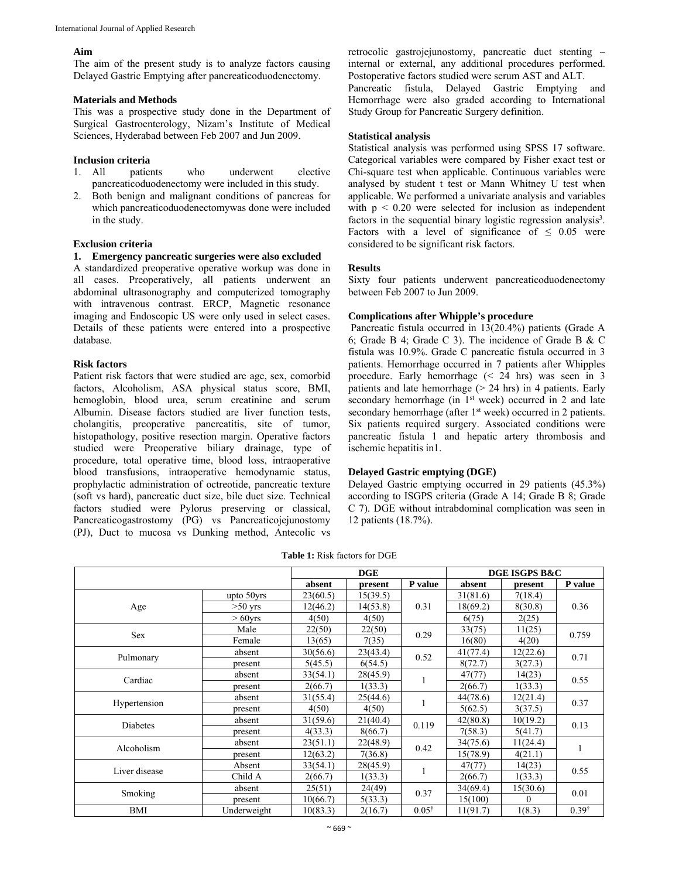### Aim

The aim of the present study is to analyze factors causing Delayed Gastric Emptying after pancreaticoduodenectomy.

### Materials and Methods

This was a prospective study done in the Department of Surgical Gastroenterology, Nizam's Institute of Medical Sciences, Hyderabad between Feb 2007 and Jun 2009.

### Inclusion criteria

1. All patients who underwent elective pancreaticoduodenectomy were included in this study.
2. Both benign and malignant conditions of pancreas for which pancreaticoduodenectomywas done were included in the study.

### Exclusion criteria

1. **Emergency pancreatic surgeries were also excluded**

A standardized preoperative operative workup was done in all cases. Preoperatively, all patients underwent an abdominal ultrasonography and computerized tomography with intravenous contrast. ERCP, Magnetic resonance imaging and Endoscopic US were only used in select cases. Details of these patients were entered into a prospective database.

### Risk factors

Patient risk factors that were studied are age, sex, comorbid factors, Alcoholism, ASA physical status score, BMI, hemoglobin, blood urea, serum creatinine and serum Albumin. Disease factors studied are liver function tests, cholangitis, preoperative pancreatitis, site of tumor, histopathology, positive resection margin. Operative factors studied were Preoperative biliary drainage, type of procedure, total operative time, blood loss, intraoperative blood transfusions, intraoperative hemodynamic status, prophylactic administration of octreotide, pancreatic texture (soft vs hard), pancreatic duct size, bile duct size. Technical factors studied were Pylorus preserving or classical, Pancreaticogastrostomy (PG) vs Pancreaticojejunostomy (PJ), Duct to mucosa vs Dunking method, Antecolic vs retrocolic gastrojejunostomy, pancreatic duct stenting – internal or external, any additional procedures performed. Postoperative factors studied were serum AST and ALT.

Pancreatic fistula, Delayed Gastric Emptying and Hemorrhage were also graded according to International Study Group for Pancreatic Surgery definition.

### Statistical analysis

Statistical analysis was performed using SPSS 17 software. Categorical variables were compared by Fisher exact test or Chi-square test when applicable. Continuous variables were analysed by student t test or Mann Whitney U test when applicable. We performed a univariate analysis and variables with $p < 0.20$ were selected for inclusion as independent factors in the sequential binary logistic regression analysis[3]. Factors with a level of significance of $\leq 0.05$ were considered to be significant risk factors.

### Results

Sixty four patients underwent pancreaticoduodenectomy between Feb 2007 to Jun 2009.

### Complications after Whipple's procedure

Pancreatic fistula occurred in 13(20.4%) patients (Grade A 6; Grade B 4; Grade C 3). The incidence of Grade B & C fistula was 10.9%. Grade C pancreatic fistula occurred in 3 patients. Hemorrhage occurred in 7 patients after Whipples procedure. Early hemorrhage (< 24 hrs) was seen in 3 patients and late hemorrhage (> 24 hrs) in 4 patients. Early secondary hemorrhage (in 1st week) occurred in 2 and late secondary hemorrhage (after 1st week) occurred in 2 patients. Six patients required surgery. Associated conditions were pancreatic fistula 1 and hepatic artery thrombosis and ischemic hepatitis in1.

### Delayed Gastric emptying (DGE)

Delayed Gastric emptying occurred in 29 patients (45.3%) according to ISGPS criteria (Grade A 14; Grade B 8; Grade C 7). DGE without intrabdominal complication was seen in 12 patients (18.7%).

**Table 1:** Risk factors for DGE

| | | DGE | | | DGE ISGPS B&C | | |
|---|---|---|---|---|---|---|---|
| | | absent | present | P value | absent | present | P value |
| Age | upto 50yrs | 23(60.5) | 15(39.5) | 0.31 | 31(81.6) | 7(18.4) | 0.36 |
| | >50 yrs | 12(46.2) | 14(53.8) | | 18(69.2) | 8(30.8) | |
| | > 60yrs | 4(50) | 4(50) | | 6(75) | 2(25) | |
| Sex | Male | 22(50) | 22(50) | 0.29 | 33(75) | 11(25) | 0.759 |
| | Female | 13(65) | 7(35) | | 16(80) | 4(20) | |
| Pulmonary | absent | 30(56.6) | 23(43.4) | 0.52 | 41(77.4) | 12(22.6) | 0.71 |
| | present | 5(45.5) | 6(54.5) | | 8(72.7) | 3(27.3) | |
| Cardiac | absent | 33(54.1) | 28(45.9) | 1 | 47(77) | 14(23) | 0.55 |
| | present | 2(66.7) | 1(33.3) | | 2(66.7) | 1(33.3) | |
| Hypertension | absent | 31(55.4) | 25(44.6) | 1 | 44(78.6) | 12(21.4) | 0.37 |
| | present | 4(50) | 4(50) | | 5(62.5) | 3(37.5) | |
| Diabetes | absent | 31(59.6) | 21(40.4) | 0.119 | 42(80.8) | 10(19.2) | 0.13 |
| | present | 4(33.3) | 8(66.7) | | 7(58.3) | 5(41.7) | |
| Alcoholism | absent | 23(51.1) | 22(48.9) | 0.42 | 34(75.6) | 11(24.4) | 1 |
| | present | 12(63.2) | 7(36.8) | | 15(78.9) | 4(21.1) | |
| Liver disease | Absent | 33(54.1) | 28(45.9) | 1 | 47(77) | 14(23) | 0.55 |
| | Child A | 2(66.7) | 1(33.3) | | 2(66.7) | 1(33.3) | |
| Smoking | absent | 25(51) | 24(49) | 0.37 | 34(69.4) | 15(30.6) | 0.01 |
| | present | 10(66.7) | 5(33.3) | | 15(100) | 0 | |
| BMI | Underweight | 10(83.3) | 2(16.7) | 0.05† | 11(91.7) | 1(8.3) | 0.39† |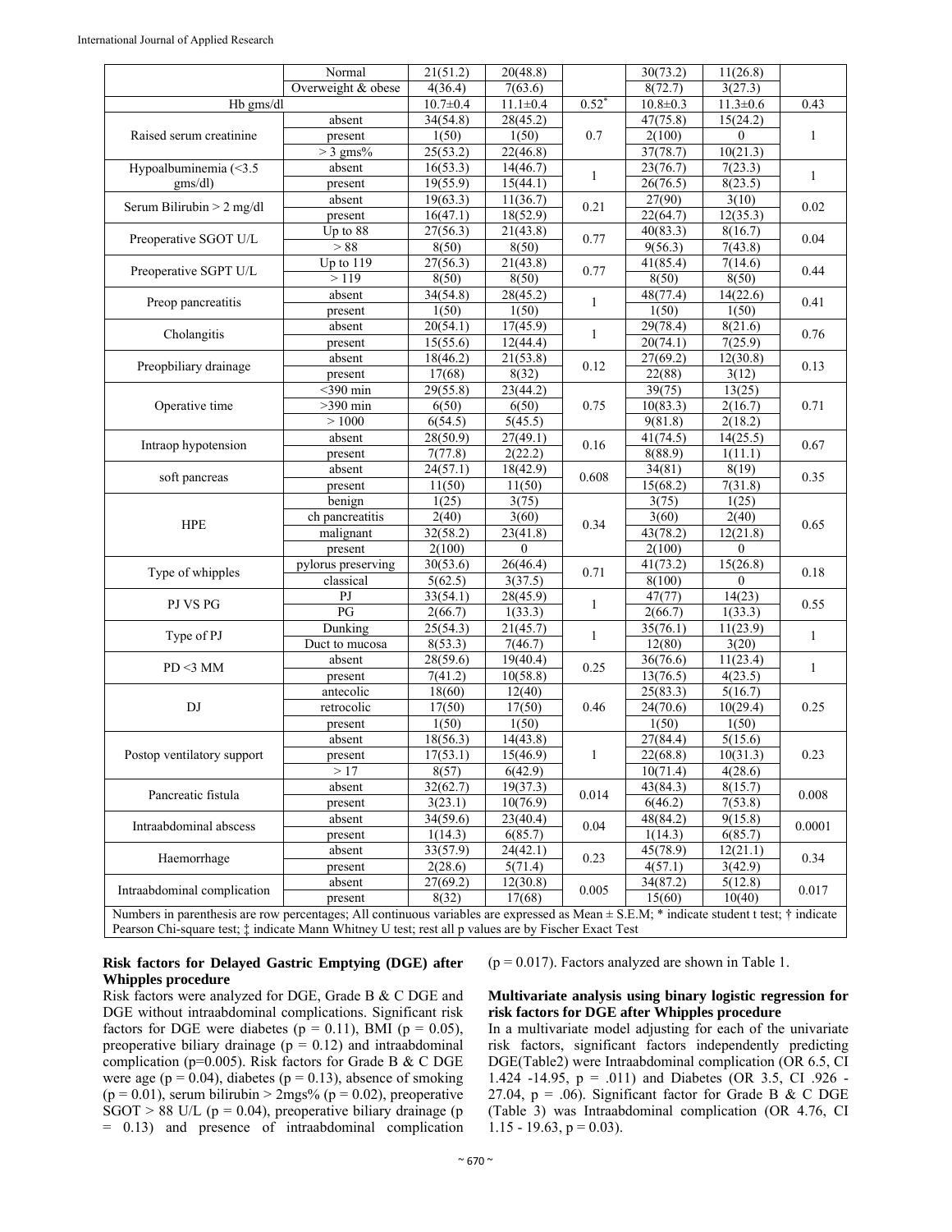| | | | | | | | |
|---|---|---|---|---|---|---|---|
| | Normal | 21(51.2) | 20(48.8) | | 30(73.2) | 11(26.8) | |
| | Overweight & obese | 4(36.4) | 7(63.6) | | 8(72.7) | 3(27.3) | |
| Hb gms/dl | | 10.7±0.4 | 11.1±0.4 | 0.52* | 10.8±0.3 | 11.3±0.6 | 0.43 |
| Raised serum creatinine | absent | 34(54.8) | 28(45.2) | 0.7 | 47(75.8) | 15(24.2) | 1 |
| | present | 1(50) | 1(50) | | 2(100) | 0 | |
| | > 3 gms% | 25(53.2) | 22(46.8) | | 37(78.7) | 10(21.3) | |
| Hypoalbuminemia (<3.5 gms/dl) | absent | 16(53.3) | 14(46.7) | 1 | 23(76.7) | 7(23.3) | 1 |
| | present | 19(55.9) | 15(44.1) | | 26(76.5) | 8(23.5) | |
| Serum Bilirubin > 2 mg/dl | absent | 19(63.3) | 11(36.7) | 0.21 | 27(90) | 3(10) | 0.02 |
| | present | 16(47.1) | 18(52.9) | | 22(64.7) | 12(35.3) | |
| Preoperative SGOT U/L | Up to 88 | 27(56.3) | 21(43.8) | 0.77 | 40(83.3) | 8(16.7) | 0.04 |
| | > 88 | 8(50) | 8(50) | | 9(56.3) | 7(43.8) | |
| Preoperative SGPT U/L | Up to 119 | 27(56.3) | 21(43.8) | 0.77 | 41(85.4) | 7(14.6) | 0.44 |
| | > 119 | 8(50) | 8(50) | | 8(50) | 8(50) | |
| Preop pancreatitis | absent | 34(54.8) | 28(45.2) | 1 | 48(77.4) | 14(22.6) | 0.41 |
| | present | 1(50) | 1(50) | | 1(50) | 1(50) | |
| Cholangitis | absent | 20(54.1) | 17(45.9) | 1 | 29(78.4) | 8(21.6) | 0.76 |
| | present | 15(55.6) | 12(44.4) | | 20(74.1) | 7(25.9) | |
| Preopbiliary drainage | absent | 18(46.2) | 21(53.8) | 0.12 | 27(69.2) | 12(30.8) | 0.13 |
| | present | 17(68) | 8(32) | | 22(88) | 3(12) | |
| Operative time | <390 min | 29(55.8) | 23(44.2) | 0.75 | 39(75) | 13(25) | 0.71 |
| | >390 min | 6(50) | 6(50) | | 10(83.3) | 2(16.7) | |
| | > 1000 | 6(54.5) | 5(45.5) | | 9(81.8) | 2(18.2) | |
| Intraop hypotension | absent | 28(50.9) | 27(49.1) | 0.16 | 41(74.5) | 14(25.5) | 0.67 |
| | present | 7(77.8) | 2(22.2) | | 8(88.9) | 1(11.1) | |
| soft pancreas | absent | 24(57.1) | 18(42.9) | 0.608 | 34(81) | 8(19) | 0.35 |
| | present | 11(50) | 11(50) | | 15(68.2) | 7(31.8) | |
| HPE | benign | 1(25) | 3(75) | 0.34 | 3(75) | 1(25) | 0.65 |
| | ch pancreatitis | 2(40) | 3(60) | | 3(60) | 2(40) | |
| | malignant | 32(58.2) | 23(41.8) | | 43(78.2) | 12(21.8) | |
| | present | 2(100) | 0 | | 2(100) | 0 | |
| Type of whipples | pylorus preserving | 30(53.6) | 26(46.4) | 0.71 | 41(73.2) | 15(26.8) | 0.18 |
| | classical | 5(62.5) | 3(37.5) | | 8(100) | 0 | |
| PJ VS PG | PJ | 33(54.1) | 28(45.9) | 1 | 47(77) | 14(23) | 0.55 |
| | PG | 2(66.7) | 1(33.3) | | 2(66.7) | 1(33.3) | |
| Type of PJ | Dunking | 25(54.3) | 21(45.7) | 1 | 35(76.1) | 11(23.9) | 1 |
| | Duct to mucosa | 8(53.3) | 7(46.7) | | 12(80) | 3(20) | |
| PD <3 MM | absent | 28(59.6) | 19(40.4) | 0.25 | 36(76.6) | 11(23.4) | 1 |
| | present | 7(41.2) | 10(58.8) | | 13(76.5) | 4(23.5) | |
| DJ | antecolic | 18(60) | 12(40) | 0.46 | 25(83.3) | 5(16.7) | 0.25 |
| | retrocolic | 17(50) | 17(50) | | 24(70.6) | 10(29.4) | |
| | present | 1(50) | 1(50) | | 1(50) | 1(50) | |
| Postop ventilatory support | absent | 18(56.3) | 14(43.8) | 1 | 27(84.4) | 5(15.6) | 0.23 |
| | present | 17(53.1) | 15(46.9) | | 22(68.8) | 10(31.3) | |
| | > 17 | 8(57) | 6(42.9) | | 10(71.4) | 4(28.6) | |
| Pancreatic fistula | absent | 32(62.7) | 19(37.3) | 0.014 | 43(84.3) | 8(15.7) | 0.008 |
| | present | 3(23.1) | 10(76.9) | | 6(46.2) | 7(53.8) | |
| Intraabdominal abscess | absent | 34(59.6) | 23(40.4) | 0.04 | 48(84.2) | 9(15.8) | 0.0001 |
| | present | 1(14.3) | 6(85.7) | | 1(14.3) | 6(85.7) | |
| Haemorrhage | absent | 33(57.9) | 24(42.1) | 0.23 | 45(78.9) | 12(21.1) | 0.34 |
| | present | 2(28.6) | 5(71.4) | | 4(57.1) | 3(42.9) | |
| Intraabdominal complication | absent | 27(69.2) | 12(30.8) | 0.005 | 34(87.2) | 5(12.8) | 0.017 |
| | present | 8(32) | 17(68) | | 15(60) | 10(40) | |

Numbers in parenthesis are row percentages; All continuous variables are expressed as Mean ± S.E.M; * indicate student t test; † indicate Pearson Chi-square test; ‡ indicate Mann Whitney U test; rest all p values are by Fischer Exact Test

**Risk factors for Delayed Gastric Emptying (DGE) after Whipples procedure**

Risk factors were analyzed for DGE, Grade B & C DGE and DGE without intraabdominal complications. Significant risk factors for DGE were diabetes (p = 0.11), BMI (p = 0.05), preoperative biliary drainage (p = 0.12) and intraabdominal complication (p=0.005). Risk factors for Grade B & C DGE were age (p = 0.04), diabetes (p = 0.13), absence of smoking (p = 0.01), serum bilirubin > 2mgs% (p = 0.02), preoperative SGOT > 88 U/L (p = 0.04), preoperative biliary drainage (p = 0.13) and presence of intraabdominal complication (p = 0.017). Factors analyzed are shown in Table 1.

**Multivariate analysis using binary logistic regression for risk factors for DGE after Whipples procedure**

In a multivariate model adjusting for each of the univariate risk factors, significant factors independently predicting DGE(Table2) were Intraabdominal complication (OR 6.5, CI 1.424 -14.95, p = .011) and Diabetes (OR 3.5, CI .926 - 27.04, p = .06). Significant factor for Grade B & C DGE (Table 3) was Intraabdominal complication (OR 4.76, CI 1.15 - 19.63, p = 0.03).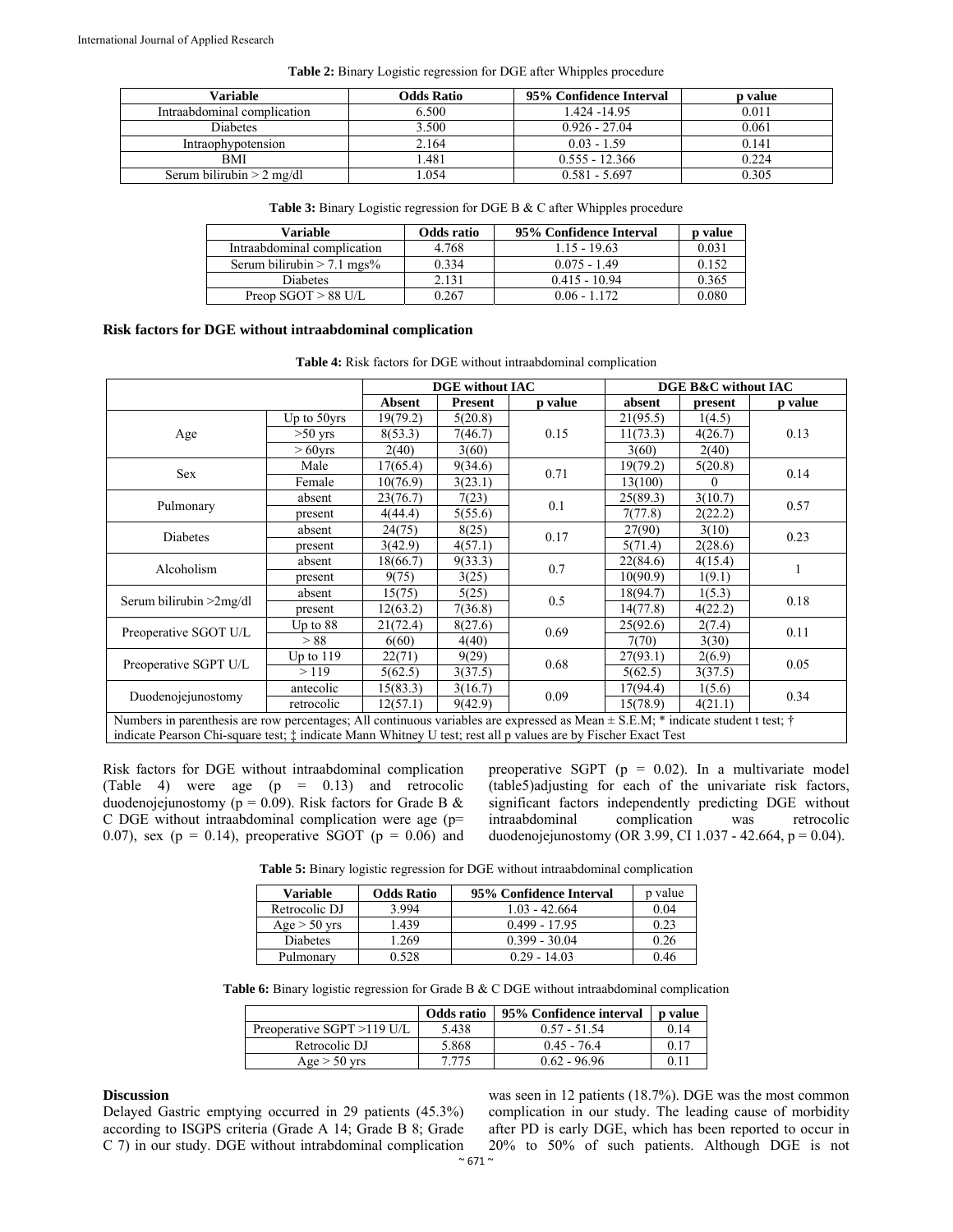**Table 2:** Binary Logistic regression for DGE after Whipples procedure

| Variable | Odds Ratio | 95% Confidence Interval | p value |
|---|---|---|---|
| Intraabdominal complication | 6.500 | 1.424 -14.95 | 0.011 |
| Diabetes | 3.500 | 0.926 - 27.04 | 0.061 |
| Intraophypotension | 2.164 | 0.03 - 1.59 | 0.141 |
| BMI | 1.481 | 0.555 - 12.366 | 0.224 |
| Serum bilirubin > 2 mg/dl | 1.054 | 0.581 - 5.697 | 0.305 |

**Table 3:** Binary Logistic regression for DGE B & C after Whipples procedure

| Variable | Odds ratio | 95% Confidence Interval | p value |
|---|---|---|---|
| Intraabdominal complication | 4.768 | 1.15 - 19.63 | 0.031 |
| Serum bilirubin > 7.1 mgs% | 0.334 | 0.075 - 1.49 | 0.152 |
| Diabetes | 2.131 | 0.415 - 10.94 | 0.365 |
| Preop SGOT > 88 U/L | 0.267 | 0.06 - 1.172 | 0.080 |

### Risk factors for DGE without intraabdominal complication

**Table 4:** Risk factors for DGE without intraabdominal complication

| | | DGE without IAC | | | DGE B&C without IAC | | |
|---|---|---|---|---|---|---|---|
| | | Absent | Present | p value | absent | present | p value |
| Age | Up to 50yrs | 19(79.2) | 5(20.8) | 0.15 | 21(95.5) | 1(4.5) | 0.13 |
| | >50 yrs | 8(53.3) | 7(46.7) | | 11(73.3) | 4(26.7) | |
| | > 60yrs | 2(40) | 3(60) | | 3(60) | 2(40) | |
| Sex | Male | 17(65.4) | 9(34.6) | 0.71 | 19(79.2) | 5(20.8) | 0.14 |
| | Female | 10(76.9) | 3(23.1) | | 13(100) | 0 | |
| Pulmonary | absent | 23(76.7) | 7(23) | 0.1 | 25(89.3) | 3(10.7) | 0.57 |
| | present | 4(44.4) | 5(55.6) | | 7(77.8) | 2(22.2) | |
| Diabetes | absent | 24(75) | 8(25) | 0.17 | 27(90) | 3(10) | 0.23 |
| | present | 3(42.9) | 4(57.1) | | 5(71.4) | 2(28.6) | |
| Alcoholism | absent | 18(66.7) | 9(33.3) | 0.7 | 22(84.6) | 4(15.4) | 1 |
| | present | 9(75) | 3(25) | | 10(90.9) | 1(9.1) | |
| Serum bilirubin >2mg/dl | absent | 15(75) | 5(25) | 0.5 | 18(94.7) | 1(5.3) | 0.18 |
| | present | 12(63.2) | 7(36.8) | | 14(77.8) | 4(22.2) | |
| Preoperative SGOT U/L | Up to 88 | 21(72.4) | 8(27.6) | 0.69 | 25(92.6) | 2(7.4) | 0.11 |
| | > 88 | 6(60) | 4(40) | | 7(70) | 3(30) | |
| Preoperative SGPT U/L | Up to 119 | 22(71) | 9(29) | 0.68 | 27(93.1) | 2(6.9) | 0.05 |
| | > 119 | 5(62.5) | 3(37.5) | | 5(62.5) | 3(37.5) | |
| Duodenojejunostomy | antecolic | 15(83.3) | 3(16.7) | 0.09 | 17(94.4) | 1(5.6) | 0.34 |
| | retrocolic | 12(57.1) | 9(42.9) | | 15(78.9) | 4(21.1) | |

Numbers in parenthesis are row percentages; All continuous variables are expressed as Mean ± S.E.M; * indicate student t test; † indicate Pearson Chi-square test; ‡ indicate Mann Whitney U test; rest all p values are by Fischer Exact Test

Risk factors for DGE without intraabdominal complication (Table 4) were age (p = 0.13) and retrocolic duodenojejunostomy (p = 0.09). Risk factors for Grade B & C DGE without intraabdominal complication were age (p= 0.07), sex (p = 0.14), preoperative SGOT (p = 0.06) and preoperative SGPT (p = 0.02). In a multivariate model (table5)adjusting for each of the univariate risk factors, significant factors independently predicting DGE without intraabdominal complication was retrocolic duodenojejunostomy (OR 3.99, CI 1.037 - 42.664, p = 0.04).

**Table 5:** Binary logistic regression for DGE without intraabdominal complication

| Variable | Odds Ratio | 95% Confidence Interval | p value |
|---|---|---|---|
| Retrocolic DJ | 3.994 | 1.03 - 42.664 | 0.04 |
| Age > 50 yrs | 1.439 | 0.499 - 17.95 | 0.23 |
| Diabetes | 1.269 | 0.399 - 30.04 | 0.26 |
| Pulmonary | 0.528 | 0.29 - 14.03 | 0.46 |

**Table 6:** Binary logistic regression for Grade B & C DGE without intraabdominal complication

| | Odds ratio | 95% Confidence interval | p value |
|---|---|---|---|
| Preoperative SGPT >119 U/L | 5.438 | 0.57 - 51.54 | 0.14 |
| Retrocolic DJ | 5.868 | 0.45 - 76.4 | 0.17 |
| Age > 50 yrs | 7.775 | 0.62 - 96.96 | 0.11 |

## Discussion

Delayed Gastric emptying occurred in 29 patients (45.3%) according to ISGPS criteria (Grade A 14; Grade B 8; Grade C 7) in our study. DGE without intrabdominal complication was seen in 12 patients (18.7%). DGE was the most common complication in our study. The leading cause of morbidity after PD is early DGE, which has been reported to occur in 20% to 50% of such patients. Although DGE is not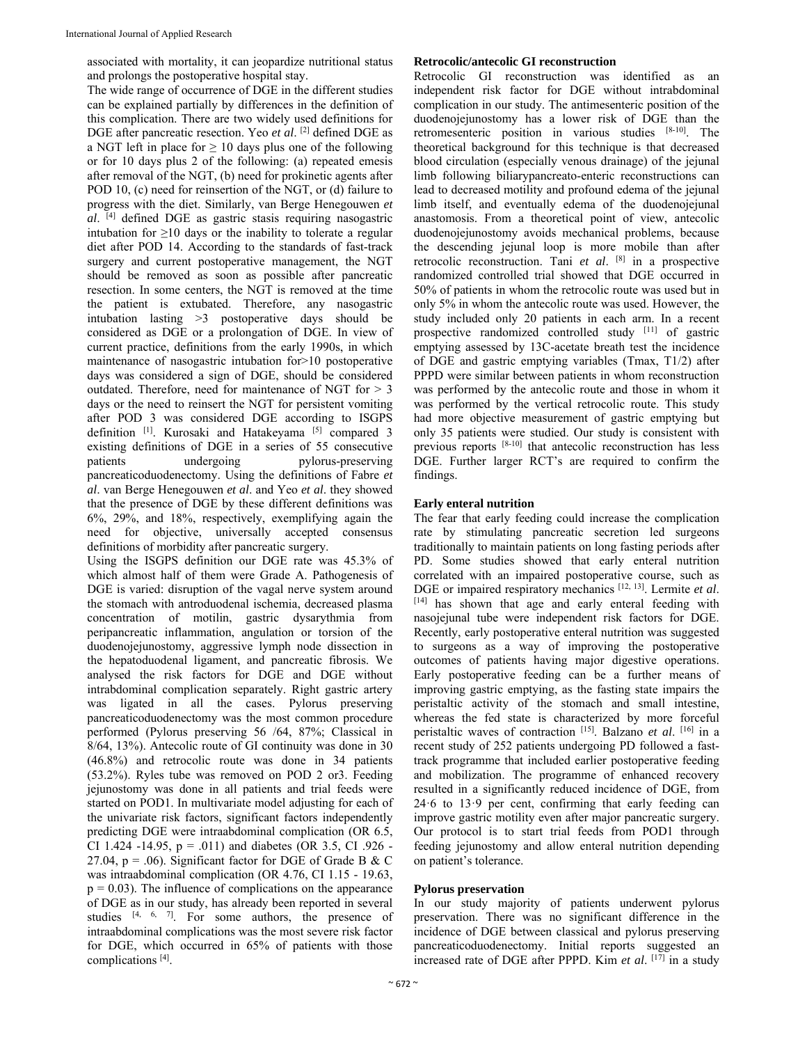associated with mortality, it can jeopardize nutritional status and prolongs the postoperative hospital stay.

The wide range of occurrence of DGE in the different studies can be explained partially by differences in the definition of this complication. There are two widely used definitions for DGE after pancreatic resection. Yeo *et al*. [2] defined DGE as a NGT left in place for ≥ 10 days plus one of the following or for 10 days plus 2 of the following: (a) repeated emesis after removal of the NGT, (b) need for prokinetic agents after POD 10, (c) need for reinsertion of the NGT, or (d) failure to progress with the diet. Similarly, van Berge Henegouwen *et al*. [4] defined DGE as gastric stasis requiring nasogastric intubation for ≥10 days or the inability to tolerate a regular diet after POD 14. According to the standards of fast-track surgery and current postoperative management, the NGT should be removed as soon as possible after pancreatic resection. In some centers, the NGT is removed at the time the patient is extubated. Therefore, any nasogastric intubation lasting >3 postoperative days should be considered as DGE or a prolongation of DGE. In view of current practice, definitions from the early 1990s, in which maintenance of nasogastric intubation for>10 postoperative days was considered a sign of DGE, should be considered outdated. Therefore, need for maintenance of NGT for > 3 days or the need to reinsert the NGT for persistent vomiting after POD 3 was considered DGE according to ISGPS definition [1]. Kurosaki and Hatakeyama [5] compared 3 existing definitions of DGE in a series of 55 consecutive patients undergoing pylorus-preserving pancreaticoduodenectomy. Using the definitions of Fabre *et al*. van Berge Henegouwen *et al*. and Yeo *et al*. they showed that the presence of DGE by these different definitions was 6%, 29%, and 18%, respectively, exemplifying again the need for objective, universally accepted consensus definitions of morbidity after pancreatic surgery.

Using the ISGPS definition our DGE rate was 45.3% of which almost half of them were Grade A. Pathogenesis of DGE is varied: disruption of the vagal nerve system around the stomach with antroduodenal ischemia, decreased plasma concentration of motilin, gastric dysarythmia from peripancreatic inflammation, angulation or torsion of the duodenojejunostomy, aggressive lymph node dissection in the hepatoduodenal ligament, and pancreatic fibrosis. We analysed the risk factors for DGE and DGE without intrabdominal complication separately. Right gastric artery was ligated in all the cases. Pylorus preserving pancreaticoduodenectomy was the most common procedure performed (Pylorus preserving 56 /64, 87%; Classical in 8/64, 13%). Antecolic route of GI continuity was done in 30 (46.8%) and retrocolic route was done in 34 patients (53.2%). Ryles tube was removed on POD 2 or3. Feeding jejunostomy was done in all patients and trial feeds were started on POD1. In multivariate model adjusting for each of the univariate risk factors, significant factors independently predicting DGE were intraabdominal complication (OR 6.5, CI 1.424 -14.95, p = .011) and diabetes (OR 3.5, CI .926 - 27.04, p = .06). Significant factor for DGE of Grade B & C was intraabdominal complication (OR 4.76, CI 1.15 - 19.63, p = 0.03). The influence of complications on the appearance of DGE as in our study, has already been reported in several studies [4, 6, 7]. For some authors, the presence of intraabdominal complications was the most severe risk factor for DGE, which occurred in 65% of patients with those complications [4].

**Retrocolic/antecolic GI reconstruction**

Retrocolic GI reconstruction was identified as an independent risk factor for DGE without intrabdominal complication in our study. The antimesenteric position of the duodenojejunostomy has a lower risk of DGE than the retromesenteric position in various studies [8-10]. The theoretical background for this technique is that decreased blood circulation (especially venous drainage) of the jejunal limb following biliarypancreato-enteric reconstructions can lead to decreased motility and profound edema of the jejunal limb itself, and eventually edema of the duodenojejunal anastomosis. From a theoretical point of view, antecolic duodenojejunostomy avoids mechanical problems, because the descending jejunal loop is more mobile than after retrocolic reconstruction. Tani *et al*. [8] in a prospective randomized controlled trial showed that DGE occurred in 50% of patients in whom the retrocolic route was used but in only 5% in whom the antecolic route was used. However, the study included only 20 patients in each arm. In a recent prospective randomized controlled study [11] of gastric emptying assessed by 13C-acetate breath test the incidence of DGE and gastric emptying variables (Tmax, T1/2) after PPPD were similar between patients in whom reconstruction was performed by the antecolic route and those in whom it was performed by the vertical retrocolic route. This study had more objective measurement of gastric emptying but only 35 patients were studied. Our study is consistent with previous reports [8-10] that antecolic reconstruction has less DGE. Further larger RCT's are required to confirm the findings.

**Early enteral nutrition**

The fear that early feeding could increase the complication rate by stimulating pancreatic secretion led surgeons traditionally to maintain patients on long fasting periods after PD. Some studies showed that early enteral nutrition correlated with an impaired postoperative course, such as DGE or impaired respiratory mechanics [12, 13]. Lermite *et al*. [14] has shown that age and early enteral feeding with nasojejunal tube were independent risk factors for DGE. Recently, early postoperative enteral nutrition was suggested to surgeons as a way of improving the postoperative outcomes of patients having major digestive operations. Early postoperative feeding can be a further means of improving gastric emptying, as the fasting state impairs the peristaltic activity of the stomach and small intestine, whereas the fed state is characterized by more forceful peristaltic waves of contraction [15]. Balzano *et al*. [16] in a fast-track programme that included earlier postoperative feeding and mobilization. The programme of enhanced recovery resulted in a significantly reduced incidence of DGE, from 24·6 to 13·9 per cent, confirming that early feeding can improve gastric motility even after major pancreatic surgery. Our protocol is to start trial feeds from POD1 through feeding jejunostomy and allow enteral nutrition depending on patient's tolerance.

**Pylorus preservation**

In our study majority of patients underwent pylorus preservation. There was no significant difference in the incidence of DGE between classical and pylorus preserving pancreaticoduodenectomy. Initial reports suggested an increased rate of DGE after PPPD. Kim *et al*. [17] in a study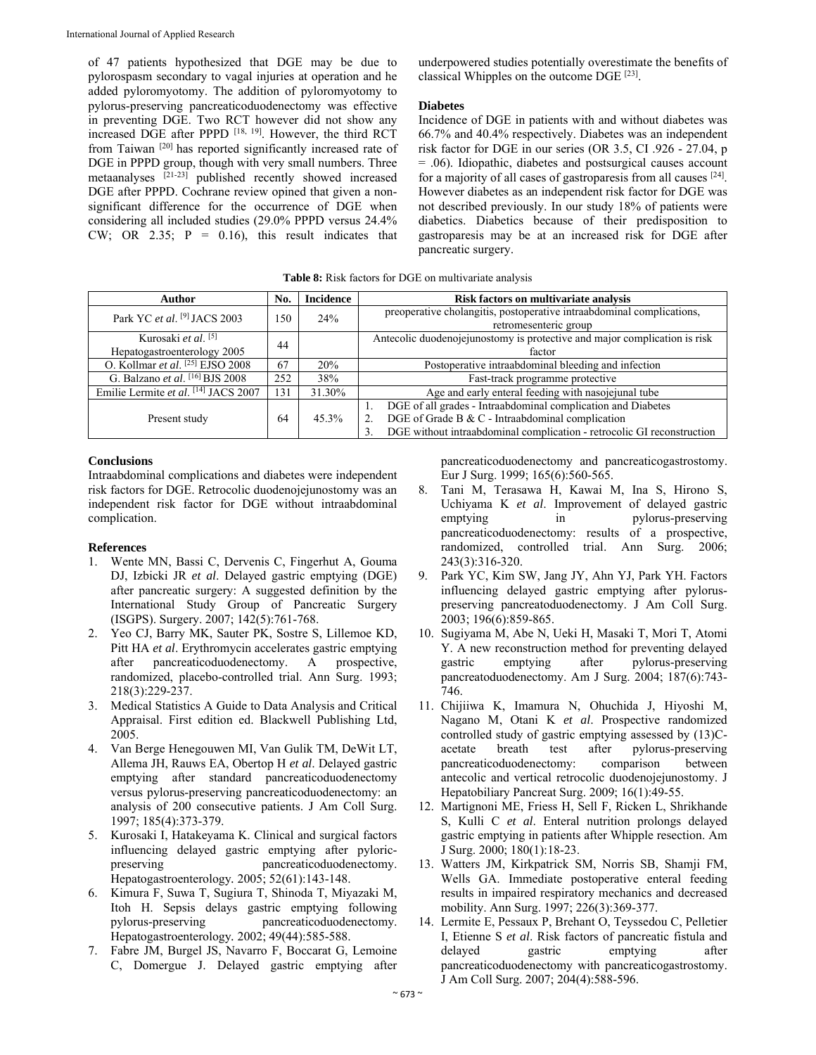of 47 patients hypothesized that DGE may be due to pylorospasm secondary to vagal injuries at operation and he added pyloromyotomy. The addition of pyloromyotomy to pylorus-preserving pancreaticoduodenectomy was effective in preventing DGE. Two RCT however did not show any increased DGE after PPPD [18, 19]. However, the third RCT from Taiwan [20] has reported significantly increased rate of DGE in PPPD group, though with very small numbers. Three metaanalyses [21-23] published recently showed increased DGE after PPPD. Cochrane review opined that given a non-significant difference for the occurrence of DGE when considering all included studies (29.0% PPPD versus 24.4% CW; OR 2.35; P = 0.16), this result indicates that underpowered studies potentially overestimate the benefits of classical Whipples on the outcome DGE [23].

### Diabetes

Incidence of DGE in patients with and without diabetes was 66.7% and 40.4% respectively. Diabetes was an independent risk factor for DGE in our series (OR 3.5, CI .926 - 27.04, p = .06). Idiopathic, diabetes and postsurgical causes account for a majority of all cases of gastroparesis from all causes [24]. However diabetes as an independent risk factor for DGE was not described previously. In our study 18% of patients were diabetics. Diabetics because of their predisposition to gastroparesis may be at an increased risk for DGE after pancreatic surgery.

**Table 8:** Risk factors for DGE on multivariate analysis

| Author | No. | Incidence | Risk factors on multivariate analysis |
|---|---|---|---|
| Park YC *et al*. [9] JACS 2003 | 150 | 24% | preoperative cholangitis, postoperative intraabdominal complications, retromesenteric group |
| Kurosaki *et al*. [5] Hepatogastroenterology 2005 | 44 | | Antecolic duodenojejunostomy is protective and major complication is risk factor |
| O. Kollmar *et al*. [25] EJSO 2008 | 67 | 20% | Postoperative intraabdominal bleeding and infection |
| G. Balzano *et al*. [16] BJS 2008 | 252 | 38% | Fast-track programme protective |
| Emilie Lermite *et al*. [14] JACS 2007 | 131 | 31.30% | Age and early enteral feeding with nasojejunal tube |
| Present study | 64 | 45.3% | 1. DGE of all grades - Intraabdominal complication and Diabetes<br>2. DGE of Grade B & C - Intraabdominal complication<br>3. DGE without intraabdominal complication - retrocolic GI reconstruction |

### Conclusions

Intraabdominal complications and diabetes were independent risk factors for DGE. Retrocolic duodenojejunostomy was an independent risk factor for DGE without intraabdominal complication.

### References

1. Wente MN, Bassi C, Dervenis C, Fingerhut A, Gouma DJ, Izbicki JR *et al*. Delayed gastric emptying (DGE) after pancreatic surgery: A suggested definition by the International Study Group of Pancreatic Surgery (ISGPS). Surgery. 2007; 142(5):761-768.
2. Yeo CJ, Barry MK, Sauter PK, Sostre S, Lillemoe KD, Pitt HA *et al*. Erythromycin accelerates gastric emptying after pancreaticoduodenectomy. A prospective, randomized, placebo-controlled trial. Ann Surg. 1993; 218(3):229-237.
3. Medical Statistics A Guide to Data Analysis and Critical Appraisal. First edition ed. Blackwell Publishing Ltd, 2005.
4. Van Berge Henegouwen MI, Van Gulik TM, DeWit LT, Allema JH, Rauws EA, Obertop H *et al*. Delayed gastric emptying after standard pancreaticoduodenectomy versus pylorus-preserving pancreaticoduodenectomy: an analysis of 200 consecutive patients. J Am Coll Surg. 1997; 185(4):373-379.
5. Kurosaki I, Hatakeyama K. Clinical and surgical factors influencing delayed gastric emptying after pyloric-preserving pancreaticoduodenectomy. Hepatogastroenterology. 2005; 52(61):143-148.
6. Kimura F, Suwa T, Sugiura T, Shinoda T, Miyazaki M, Itoh H. Sepsis delays gastric emptying following pylorus-preserving pancreaticoduodenectomy. Hepatogastroenterology. 2002; 49(44):585-588.
7. Fabre JM, Burgel JS, Navarro F, Boccarat G, Lemoine C, Domergue J. Delayed gastric emptying after pancreaticoduodenectomy and pancreaticogastrostomy. Eur J Surg. 1999; 165(6):560-565.
8. Tani M, Terasawa H, Kawai M, Ina S, Hirono S, Uchiyama K *et al*. Improvement of delayed gastric emptying in pylorus-preserving pancreaticoduodenectomy: results of a prospective, randomized, controlled trial. Ann Surg. 2006; 243(3):316-320.
9. Park YC, Kim SW, Jang JY, Ahn YJ, Park YH. Factors influencing delayed gastric emptying after pylorus-preserving pancreatoduodenectomy. J Am Coll Surg. 2003; 196(6):859-865.
10. Sugiyama M, Abe N, Ueki H, Masaki T, Mori T, Atomi Y. A new reconstruction method for preventing delayed gastric emptying after pylorus-preserving pancreatoduodenectomy. Am J Surg. 2004; 187(6):743-746.
11. Chijiiwa K, Imamura N, Ohuchida J, Hiyoshi M, Nagano M, Otani K *et al*. Prospective randomized controlled study of gastric emptying assessed by (13)C-acetate breath test after pylorus-preserving pancreaticoduodenectomy: comparison between antecolic and vertical retrocolic duodenojejunostomy. J Hepatobiliary Pancreat Surg. 2009; 16(1):49-55.
12. Martignoni ME, Friess H, Sell F, Ricken L, Shrikhande S, Kulli C *et al*. Enteral nutrition prolongs delayed gastric emptying in patients after Whipple resection. Am J Surg. 2000; 180(1):18-23.
13. Watters JM, Kirkpatrick SM, Norris SB, Shamji FM, Wells GA. Immediate postoperative enteral feeding results in impaired respiratory mechanics and decreased mobility. Ann Surg. 1997; 226(3):369-377.
14. Lermite E, Pessaux P, Brehant O, Teyssedou C, Pelletier I, Etienne S *et al*. Risk factors of pancreatic fistula and delayed gastric emptying after pancreaticoduodenectomy with pancreaticogastrostomy. J Am Coll Surg. 2007; 204(4):588-596.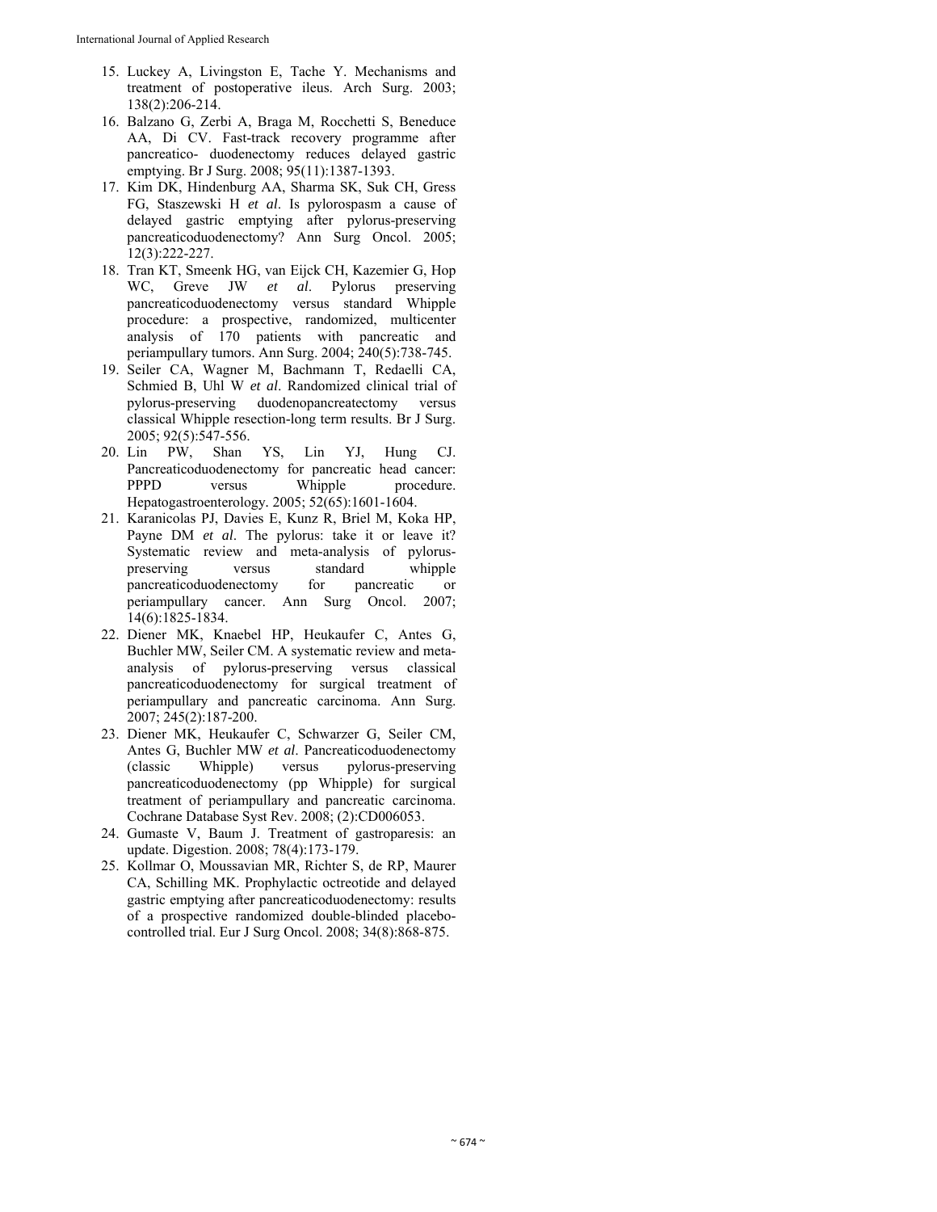15. Luckey A, Livingston E, Tache Y. Mechanisms and treatment of postoperative ileus. Arch Surg. 2003; 138(2):206-214.
16. Balzano G, Zerbi A, Braga M, Rocchetti S, Beneduce AA, Di CV. Fast-track recovery programme after pancreatico- duodenectomy reduces delayed gastric emptying. Br J Surg. 2008; 95(11):1387-1393.
17. Kim DK, Hindenburg AA, Sharma SK, Suk CH, Gress FG, Staszewski H *et al*. Is pylorospasm a cause of delayed gastric emptying after pylorus-preserving pancreaticoduodenectomy? Ann Surg Oncol. 2005; 12(3):222-227.
18. Tran KT, Smeenk HG, van Eijck CH, Kazemier G, Hop WC, Greve JW *et al*. Pylorus preserving pancreaticoduodenectomy versus standard Whipple procedure: a prospective, randomized, multicenter analysis of 170 patients with pancreatic and periampullary tumors. Ann Surg. 2004; 240(5):738-745.
19. Seiler CA, Wagner M, Bachmann T, Redaelli CA, Schmied B, Uhl W *et al*. Randomized clinical trial of pylorus-preserving duodenopancreatectomy versus classical Whipple resection-long term results. Br J Surg. 2005; 92(5):547-556.
20. Lin PW, Shan YS, Lin YJ, Hung CJ. Pancreaticoduodenectomy for pancreatic head cancer: PPPD versus Whipple procedure. Hepatogastroenterology. 2005; 52(65):1601-1604.
21. Karanicolas PJ, Davies E, Kunz R, Briel M, Koka HP, Payne DM *et al*. The pylorus: take it or leave it? Systematic review and meta-analysis of pylorus-preserving versus standard whipple pancreaticoduodenectomy for pancreatic or periampullary cancer. Ann Surg Oncol. 2007; 14(6):1825-1834.
22. Diener MK, Knaebel HP, Heukaufer C, Antes G, Buchler MW, Seiler CM. A systematic review and meta-analysis of pylorus-preserving versus classical pancreaticoduodenectomy for surgical treatment of periampullary and pancreatic carcinoma. Ann Surg. 2007; 245(2):187-200.
23. Diener MK, Heukaufer C, Schwarzer G, Seiler CM, Antes G, Buchler MW *et al*. Pancreaticoduodenectomy (classic Whipple) versus pylorus-preserving pancreaticoduodenectomy (pp Whipple) for surgical treatment of periampullary and pancreatic carcinoma. Cochrane Database Syst Rev. 2008; (2):CD006053.
24. Gumaste V, Baum J. Treatment of gastroparesis: an update. Digestion. 2008; 78(4):173-179.
25. Kollmar O, Moussavian MR, Richter S, de RP, Maurer CA, Schilling MK. Prophylactic octreotide and delayed gastric emptying after pancreaticoduodenectomy: results of a prospective randomized double-blinded placebo-controlled trial. Eur J Surg Oncol. 2008; 34(8):868-875.